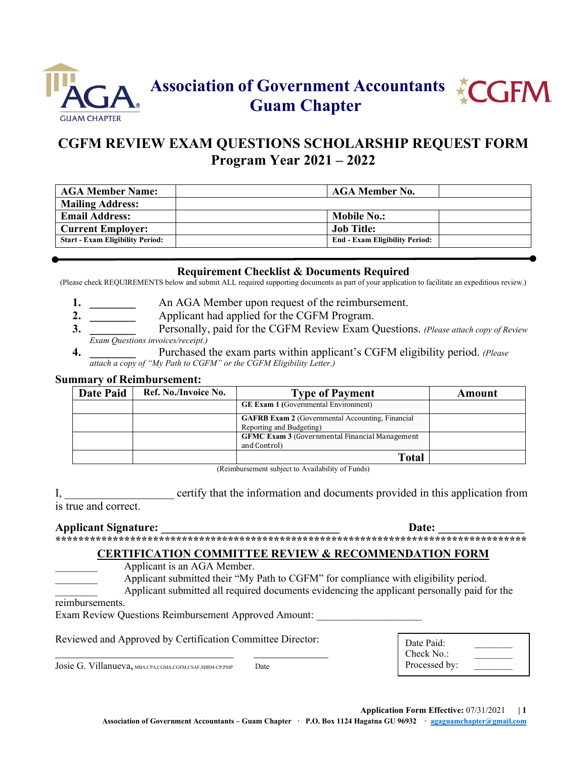# Association of Government Accountants Guam Chapter

## CGFM REVIEW EXAM QUESTIONS SCHOLARSHIP REQUEST FORM
## Program Year 2021 – 2022

| **AGA Member Name:** | | **AGA Member No.** | |
|---|---|---|---|
| **Mailing Address:** | | | |
| **Email Address:** | | **Mobile No.:** | |
| **Current Employer:** | | **Job Title:** | |
| **Start - Exam Eligibility Period:** | | **End - Exam Eligibility Period:** | |

### Requirement Checklist & Documents Required

(Please check REQUIREMENTS below and submit ALL required supporting documents as part of your application to facilitate an expeditious review.)

1. ________ An AGA Member upon request of the reimbursement.
2. ________ Applicant had applied for the CGFM Program.
3. ________ Personally, paid for the CGFM Review Exam Questions. *(Please attach copy of Review Exam Questions invoices/receipt.)*
4. ________ Purchased the exam parts within applicant's CGFM eligibility period. *(Please attach a copy of "My Path to CGFM" or the CGFM Eligibility Letter.)*

**Summary of Reimbursement:**

| Date Paid | Ref. No./Invoice No. | Type of Payment | Amount |
|---|---|---|---|
| | | **GE Exam 1** (Governmental Environment) | |
| | | **GAFRB Exam 2** (Governmental Accounting, Financial Reporting and Budgeting) | |
| | | **GFMC Exam 3** (Governmental Financial Management and Control) | |
| | | **Total** | |

(Reimbursement subject to Availability of Funds)

I, ___________________ certify that the information and documents provided in this application from is true and correct.

**Applicant Signature: ______________________________** **Date: ______________**

*******************************************************************************

### CERTIFICATION COMMITTEE REVIEW & RECOMMENDATION FORM

________ Applicant is an AGA Member.

________ Applicant submitted their "My Path to CGFM" for compliance with eligibility period.

________ Applicant submitted all required documents evidencing the applicant personally paid for the reimbursements.

Exam Review Questions Reimbursement Approved Amount: ____________________

Reviewed and Approved by Certification Committee Director:

________________________________ ______________

Josie G. Villanueva, MBA,CPA,CGMA,CGFM,CSAF,SHRM-CP,PMP Date

| | |
|---|---|
| Date Paid: | ________ |
| Check No.: | ________ |
| Processed by: | ________ |

**Application Form Effective:** 07/31/2021

**Association of Government Accountants – Guam Chapter · P.O. Box 1124 Hagatna GU 96932 · agaguamchapter@gmail.com**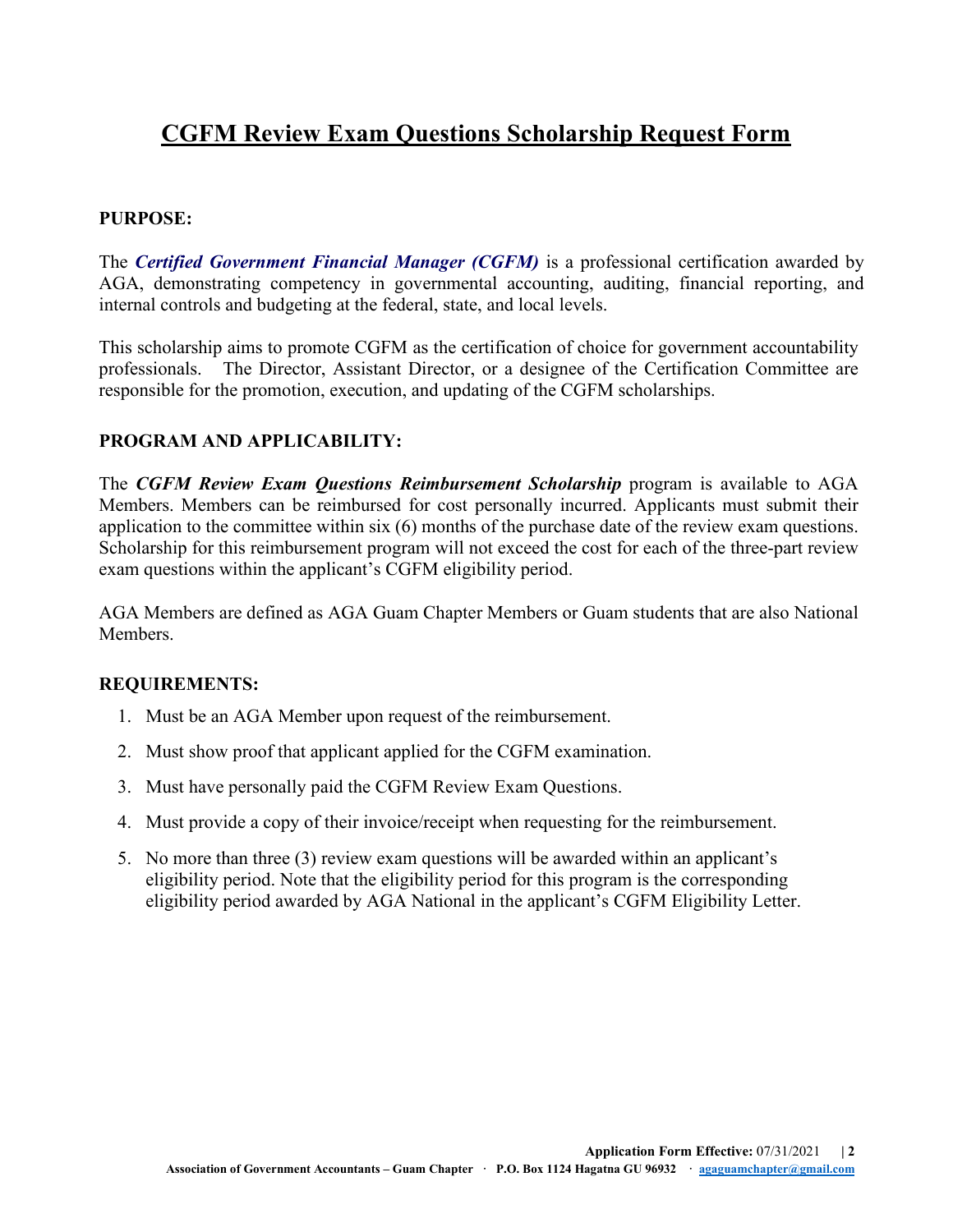# CGFM Review Exam Questions Scholarship Request Form

**PURPOSE:**

The ***Certified Government Financial Manager (CGFM)*** is a professional certification awarded by AGA, demonstrating competency in governmental accounting, auditing, financial reporting, and internal controls and budgeting at the federal, state, and local levels.

This scholarship aims to promote CGFM as the certification of choice for government accountability professionals. The Director, Assistant Director, or a designee of the Certification Committee are responsible for the promotion, execution, and updating of the CGFM scholarships.

**PROGRAM AND APPLICABILITY:**

The ***CGFM Review Exam Questions Reimbursement Scholarship*** program is available to AGA Members. Members can be reimbursed for cost personally incurred. Applicants must submit their application to the committee within six (6) months of the purchase date of the review exam questions. Scholarship for this reimbursement program will not exceed the cost for each of the three-part review exam questions within the applicant's CGFM eligibility period.

AGA Members are defined as AGA Guam Chapter Members or Guam students that are also National Members.

**REQUIREMENTS:**

1. Must be an AGA Member upon request of the reimbursement.
2. Must show proof that applicant applied for the CGFM examination.
3. Must have personally paid the CGFM Review Exam Questions.
4. Must provide a copy of their invoice/receipt when requesting for the reimbursement.
5. No more than three (3) review exam questions will be awarded within an applicant's eligibility period. Note that the eligibility period for this program is the corresponding eligibility period awarded by AGA National in the applicant's CGFM Eligibility Letter.